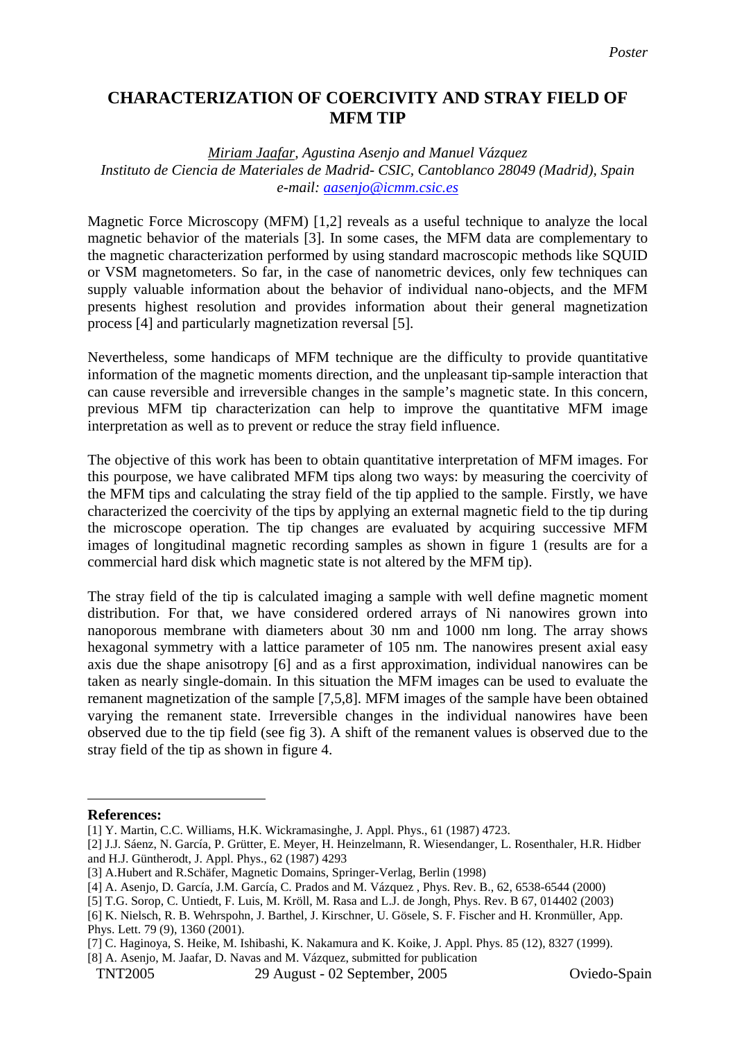*Poster*

# CHARACTERIZATION OF COERCIVITY AND STRAY FIELD OF MFM TIP

*Miriam Jaafar, Agustina Asenjo and Manuel Vázquez*
*Instituto de Ciencia de Materiales de Madrid- CSIC, Cantoblanco 28049 (Madrid), Spain*
*e-mail: aasenjo@icmm.csic.es*

Magnetic Force Microscopy (MFM) [1,2] reveals as a useful technique to analyze the local magnetic behavior of the materials [3]. In some cases, the MFM data are complementary to the magnetic characterization performed by using standard macroscopic methods like SQUID or VSM magnetometers. So far, in the case of nanometric devices, only few techniques can supply valuable information about the behavior of individual nano-objects, and the MFM presents highest resolution and provides information about their general magnetization process [4] and particularly magnetization reversal [5].

Nevertheless, some handicaps of MFM technique are the difficulty to provide quantitative information of the magnetic moments direction, and the unpleasant tip-sample interaction that can cause reversible and irreversible changes in the sample's magnetic state. In this concern, previous MFM tip characterization can help to improve the quantitative MFM image interpretation as well as to prevent or reduce the stray field influence.

The objective of this work has been to obtain quantitative interpretation of MFM images. For this pourpose, we have calibrated MFM tips along two ways: by measuring the coercivity of the MFM tips and calculating the stray field of the tip applied to the sample. Firstly, we have characterized the coercivity of the tips by applying an external magnetic field to the tip during the microscope operation. The tip changes are evaluated by acquiring successive MFM images of longitudinal magnetic recording samples as shown in figure 1 (results are for a commercial hard disk which magnetic state is not altered by the MFM tip).

The stray field of the tip is calculated imaging a sample with well define magnetic moment distribution. For that, we have considered ordered arrays of Ni nanowires grown into nanoporous membrane with diameters about 30 nm and 1000 nm long. The array shows hexagonal symmetry with a lattice parameter of 105 nm. The nanowires present axial easy axis due the shape anisotropy [6] and as a first approximation, individual nanowires can be taken as nearly single-domain. In this situation the MFM images can be used to evaluate the remanent magnetization of the sample [7,5,8]. MFM images of the sample have been obtained varying the remanent state. Irreversible changes in the individual nanowires have been observed due to the tip field (see fig 3). A shift of the remanent values is observed due to the stray field of the tip as shown in figure 4.

**References:**

[1] Y. Martin, C.C. Williams, H.K. Wickramasinghe, J. Appl. Phys., 61 (1987) 4723.

[2] J.J. Sáenz, N. García, P. Grütter, E. Meyer, H. Heinzelmann, R. Wiesendanger, L. Rosenthaler, H.R. Hidber and H.J. Güntherodt, J. Appl. Phys., 62 (1987) 4293

[3] A.Hubert and R.Schäfer, Magnetic Domains, Springer-Verlag, Berlin (1998)

[4] A. Asenjo, D. García, J.M. García, C. Prados and M. Vázquez , Phys. Rev. B., 62, 6538-6544 (2000)

[5] T.G. Sorop, C. Untiedt, F. Luis, M. Kröll, M. Rasa and L.J. de Jongh, Phys. Rev. B 67, 014402 (2003)

[6] K. Nielsch, R. B. Wehrspohn, J. Barthel, J. Kirschner, U. Gösele, S. F. Fischer and H. Kronmüller, App. Phys. Lett. 79 (9), 1360 (2001).

[7] C. Haginoya, S. Heike, M. Ishibashi, K. Nakamura and K. Koike, J. Appl. Phys. 85 (12), 8327 (1999).

[8] A. Asenjo, M. Jaafar, D. Navas and M. Vázquez, submitted for publication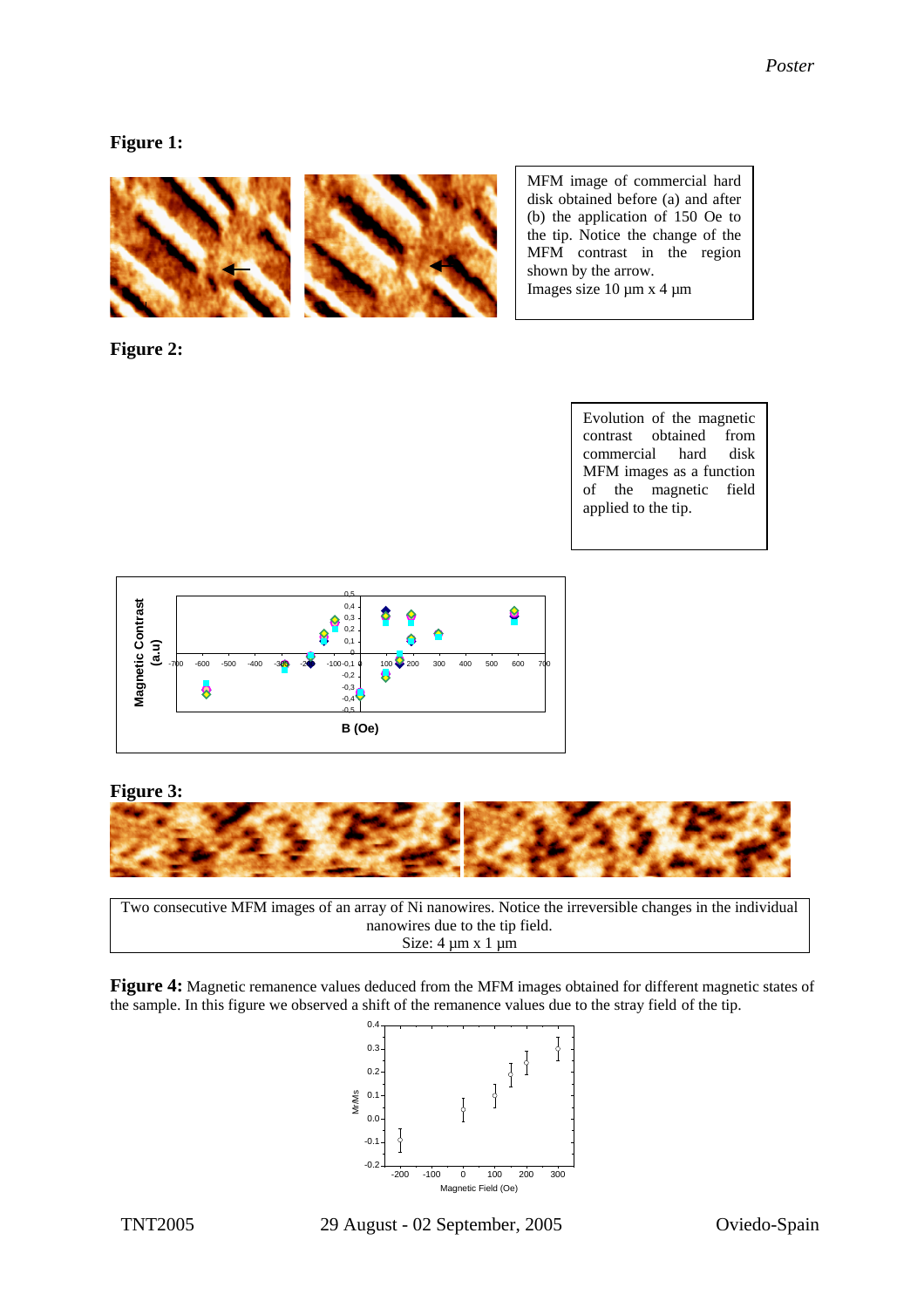**Figure 1:**

MFM image of commercial hard disk obtained before (a) and after (b) the application of 150 Oe to the tip. Notice the change of the MFM contrast in the region shown by the arrow.
Images size 10 µm x 4 µm

**Figure 2:**

Evolution of the magnetic contrast obtained from commercial hard disk MFM images as a function of the magnetic field applied to the tip.

Magnetic Contrast (a.u)

B (Oe)

-700 -600 -500 -400 -300 -200 -100 0 100 200 300 400 500 600 700

0,5 0,4 0,3 0,2 0,1 0 -0,1 -0,2 -0,3 -0,4 -0,5

**Figure 3:**

Two consecutive MFM images of an array of Ni nanowires. Notice the irreversible changes in the individual nanowires due to the tip field.
Size: 4 µm x 1 µm

**Figure 4:** Magnetic remanence values deduced from the MFM images obtained for different magnetic states of the sample. In this figure we observed a shift of the remanence values due to the stray field of the tip.

Mr/Ms

Magnetic Field (Oe)

-200 -100 0 100 200 300

0.4 0.3 0.2 0.1 0.0 -0.1 -0.2